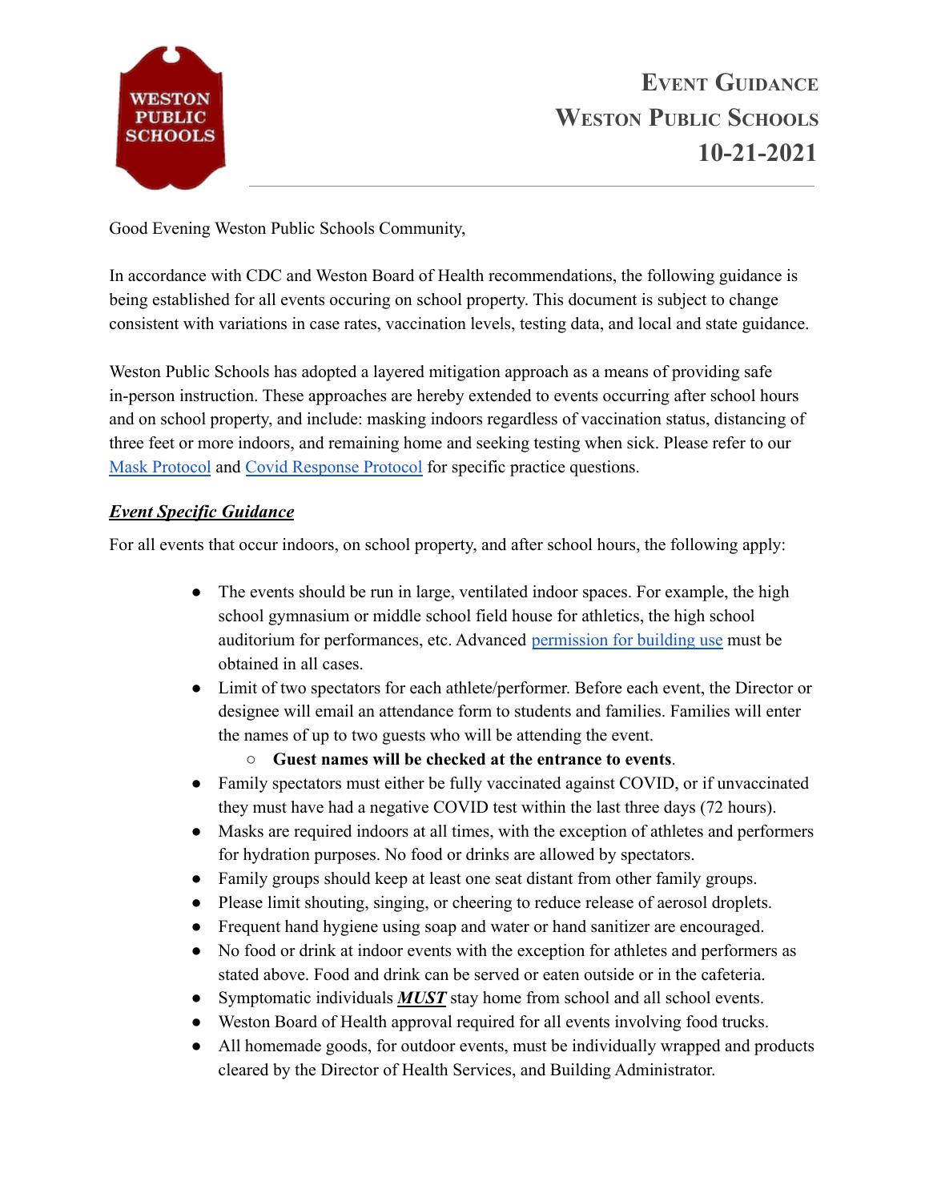# Event Guidance
# Weston Public Schools
# 10-21-2021

Good Evening Weston Public Schools Community,

In accordance with CDC and Weston Board of Health recommendations, the following guidance is being established for all events occuring on school property. This document is subject to change consistent with variations in case rates, vaccination levels, testing data, and local and state guidance.

Weston Public Schools has adopted a layered mitigation approach as a means of providing safe in-person instruction. These approaches are hereby extended to events occurring after school hours and on school property, and include: masking indoors regardless of vaccination status, distancing of three feet or more indoors, and remaining home and seeking testing when sick. Please refer to our Mask Protocol and Covid Response Protocol for specific practice questions.

## ***Event Specific Guidance***

For all events that occur indoors, on school property, and after school hours, the following apply:

- The events should be run in large, ventilated indoor spaces. For example, the high school gymnasium or middle school field house for athletics, the high school auditorium for performances, etc. Advanced permission for building use must be obtained in all cases.
- Limit of two spectators for each athlete/performer. Before each event, the Director or designee will email an attendance form to students and families. Families will enter the names of up to two guests who will be attending the event.
  - **Guest names will be checked at the entrance to events**.
- Family spectators must either be fully vaccinated against COVID, or if unvaccinated they must have had a negative COVID test within the last three days (72 hours).
- Masks are required indoors at all times, with the exception of athletes and performers for hydration purposes. No food or drinks are allowed by spectators.
- Family groups should keep at least one seat distant from other family groups.
- Please limit shouting, singing, or cheering to reduce release of aerosol droplets.
- Frequent hand hygiene using soap and water or hand sanitizer are encouraged.
- No food or drink at indoor events with the exception for athletes and performers as stated above. Food and drink can be served or eaten outside or in the cafeteria.
- Symptomatic individuals ***MUST*** stay home from school and all school events.
- Weston Board of Health approval required for all events involving food trucks.
- All homemade goods, for outdoor events, must be individually wrapped and products cleared by the Director of Health Services, and Building Administrator.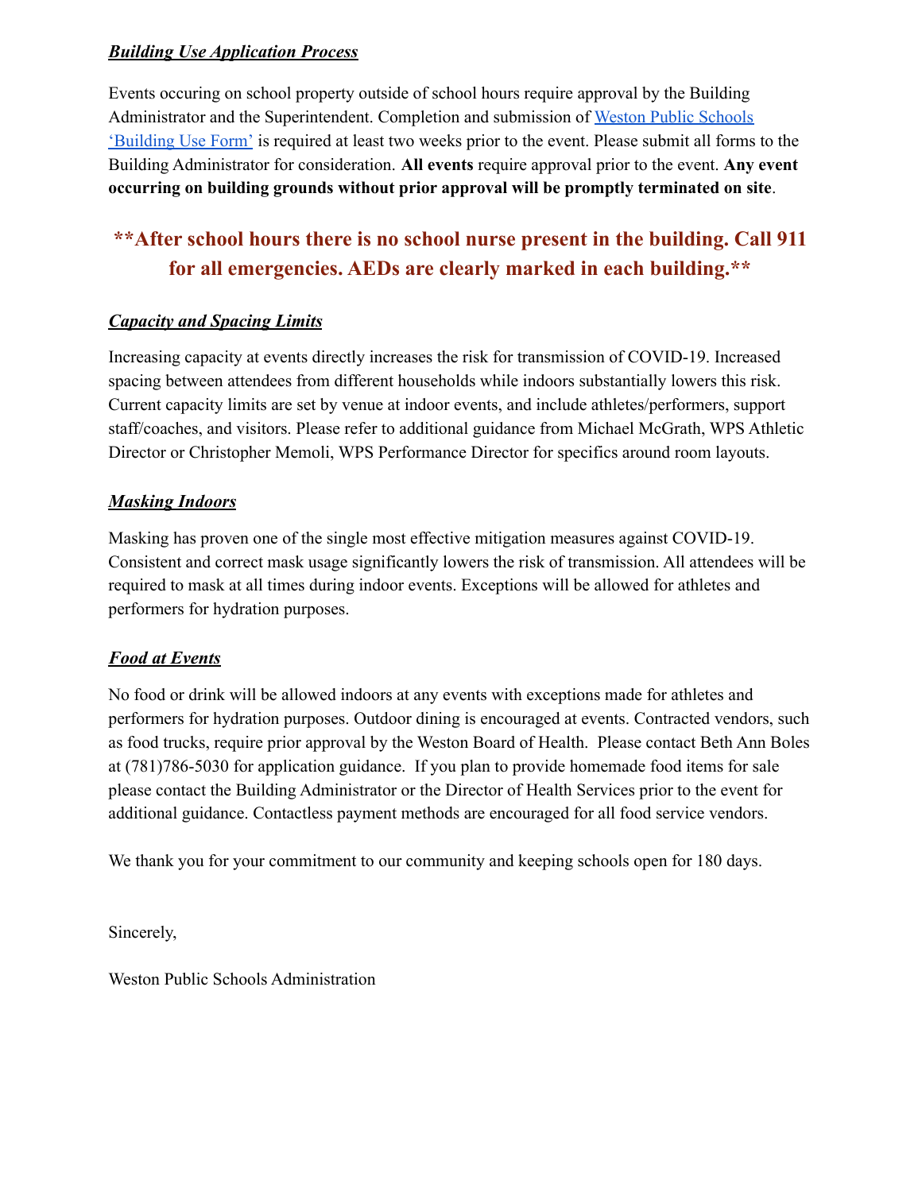***Building Use Application Process***

Events occuring on school property outside of school hours require approval by the Building Administrator and the Superintendent. Completion and submission of [Weston Public Schools 'Building Use Form'] is required at least two weeks prior to the event. Please submit all forms to the Building Administrator for consideration. **All events** require approval prior to the event. **Any event occurring on building grounds without prior approval will be promptly terminated on site**.

**\*\*After school hours there is no school nurse present in the building. Call 911 for all emergencies. AEDs are clearly marked in each building.\*\***

***Capacity and Spacing Limits***

Increasing capacity at events directly increases the risk for transmission of COVID-19. Increased spacing between attendees from different households while indoors substantially lowers this risk. Current capacity limits are set by venue at indoor events, and include athletes/performers, support staff/coaches, and visitors. Please refer to additional guidance from Michael McGrath, WPS Athletic Director or Christopher Memoli, WPS Performance Director for specifics around room layouts.

***Masking Indoors***

Masking has proven one of the single most effective mitigation measures against COVID-19. Consistent and correct mask usage significantly lowers the risk of transmission. All attendees will be required to mask at all times during indoor events. Exceptions will be allowed for athletes and performers for hydration purposes.

***Food at Events***

No food or drink will be allowed indoors at any events with exceptions made for athletes and performers for hydration purposes. Outdoor dining is encouraged at events. Contracted vendors, such as food trucks, require prior approval by the Weston Board of Health. Please contact Beth Ann Boles at (781)786-5030 for application guidance. If you plan to provide homemade food items for sale please contact the Building Administrator or the Director of Health Services prior to the event for additional guidance. Contactless payment methods are encouraged for all food service vendors.

We thank you for your commitment to our community and keeping schools open for 180 days.

Sincerely,

Weston Public Schools Administration